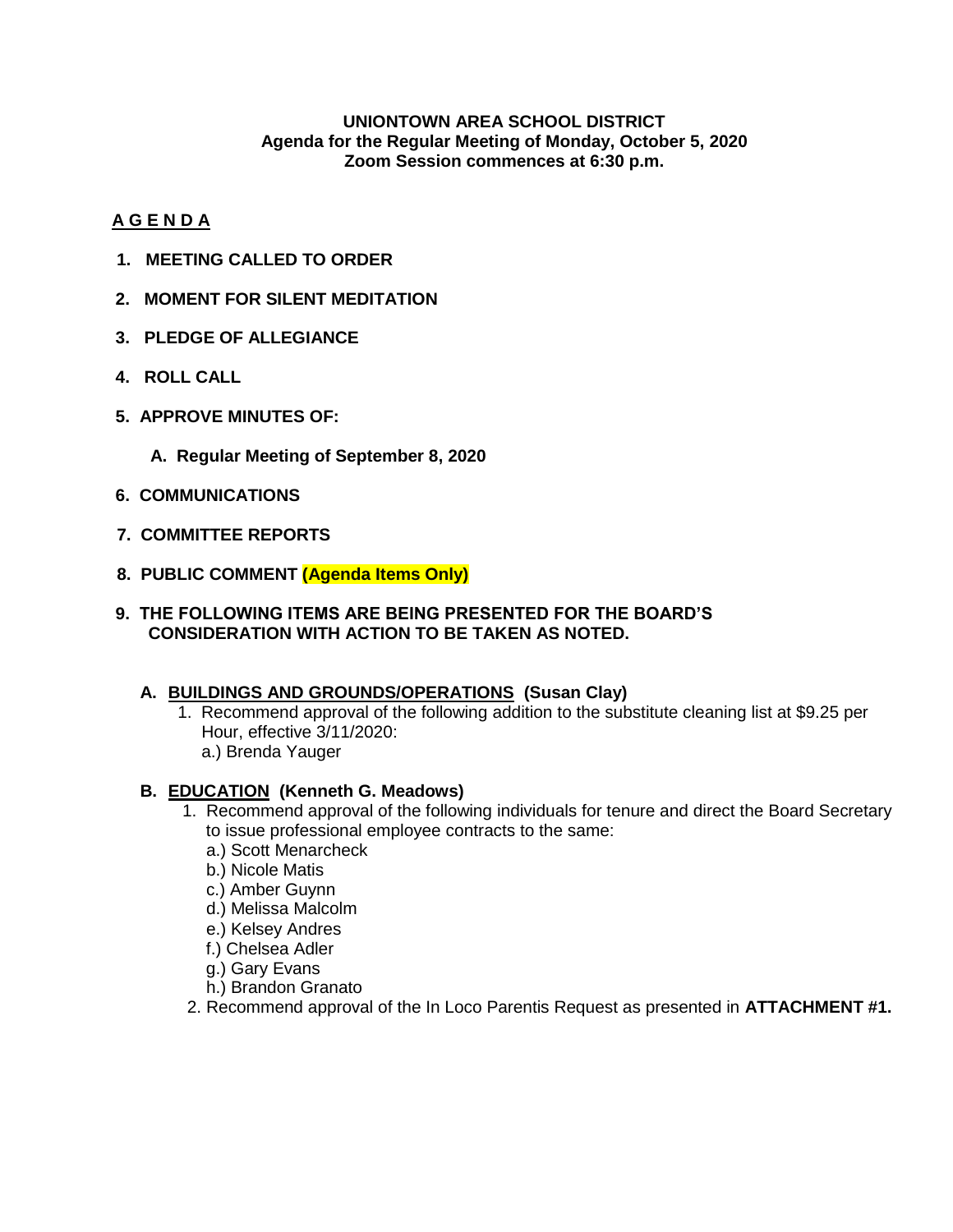**UNIONTOWN AREA SCHOOL DISTRICT**
**Agenda for the Regular Meeting of Monday, October 5, 2020**
**Zoom Session commences at 6:30 p.m.**

## A G E N D A

**1. MEETING CALLED TO ORDER**

**2. MOMENT FOR SILENT MEDITATION**

**3. PLEDGE OF ALLEGIANCE**

**4. ROLL CALL**

**5. APPROVE MINUTES OF:**

   **A. Regular Meeting of September 8, 2020**

**6. COMMUNICATIONS**

**7. COMMITTEE REPORTS**

**8. PUBLIC COMMENT (Agenda Items Only)**

**9. THE FOLLOWING ITEMS ARE BEING PRESENTED FOR THE BOARD'S CONSIDERATION WITH ACTION TO BE TAKEN AS NOTED.**

**A. BUILDINGS AND GROUNDS/OPERATIONS (Susan Clay)**

1. Recommend approval of the following addition to the substitute cleaning list at $9.25 per Hour, effective 3/11/2020:
   a.) Brenda Yauger

**B. EDUCATION (Kenneth G. Meadows)**

1. Recommend approval of the following individuals for tenure and direct the Board Secretary to issue professional employee contracts to the same:
   a.) Scott Menarcheck
   b.) Nicole Matis
   c.) Amber Guynn
   d.) Melissa Malcolm
   e.) Kelsey Andres
   f.) Chelsea Adler
   g.) Gary Evans
   h.) Brandon Granato
2. Recommend approval of the In Loco Parentis Request as presented in **ATTACHMENT #1.**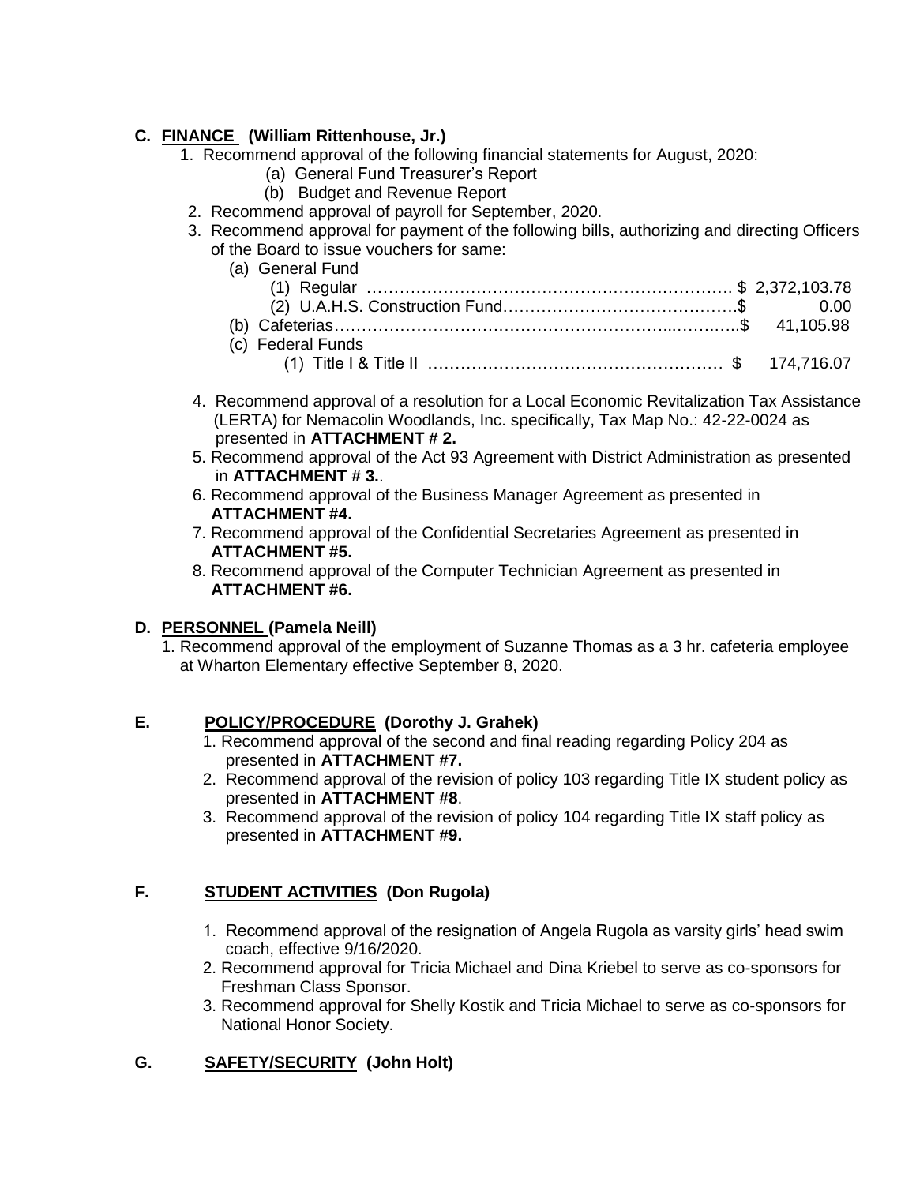## C. FINANCE (William Rittenhouse, Jr.)

1. Recommend approval of the following financial statements for August, 2020:
   - (a) General Fund Treasurer's Report
   - (b) Budget and Revenue Report
2. Recommend approval of payroll for September, 2020.
3. Recommend approval for payment of the following bills, authorizing and directing Officers of the Board to issue vouchers for same:
   - (a) General Fund
     - (1) Regular ………………………………………………………… $ 2,372,103.78
     - (2) U.A.H.S. Construction Fund…………………………………….$ 0.00
   - (b) Cafeterias……………………………………………………..……….….$ 41,105.98
   - (c) Federal Funds
     - (1) Title I & Title II ……………………………………………… $ 174,716.07
4. Recommend approval of a resolution for a Local Economic Revitalization Tax Assistance (LERTA) for Nemacolin Woodlands, Inc. specifically, Tax Map No.: 42-22-0024 as presented in **ATTACHMENT # 2.**
5. Recommend approval of the Act 93 Agreement with District Administration as presented in **ATTACHMENT # 3.**.
6. Recommend approval of the Business Manager Agreement as presented in **ATTACHMENT #4.**
7. Recommend approval of the Confidential Secretaries Agreement as presented in **ATTACHMENT #5.**
8. Recommend approval of the Computer Technician Agreement as presented in **ATTACHMENT #6.**

## D. PERSONNEL (Pamela Neill)

1. Recommend approval of the employment of Suzanne Thomas as a 3 hr. cafeteria employee at Wharton Elementary effective September 8, 2020.

## E. POLICY/PROCEDURE (Dorothy J. Grahek)

1. Recommend approval of the second and final reading regarding Policy 204 as presented in **ATTACHMENT #7.**
2. Recommend approval of the revision of policy 103 regarding Title IX student policy as presented in **ATTACHMENT #8**.
3. Recommend approval of the revision of policy 104 regarding Title IX staff policy as presented in **ATTACHMENT #9.**

## F. STUDENT ACTIVITIES (Don Rugola)

1. Recommend approval of the resignation of Angela Rugola as varsity girls' head swim coach, effective 9/16/2020.
2. Recommend approval for Tricia Michael and Dina Kriebel to serve as co-sponsors for Freshman Class Sponsor.
3. Recommend approval for Shelly Kostik and Tricia Michael to serve as co-sponsors for National Honor Society.

## G. SAFETY/SECURITY (John Holt)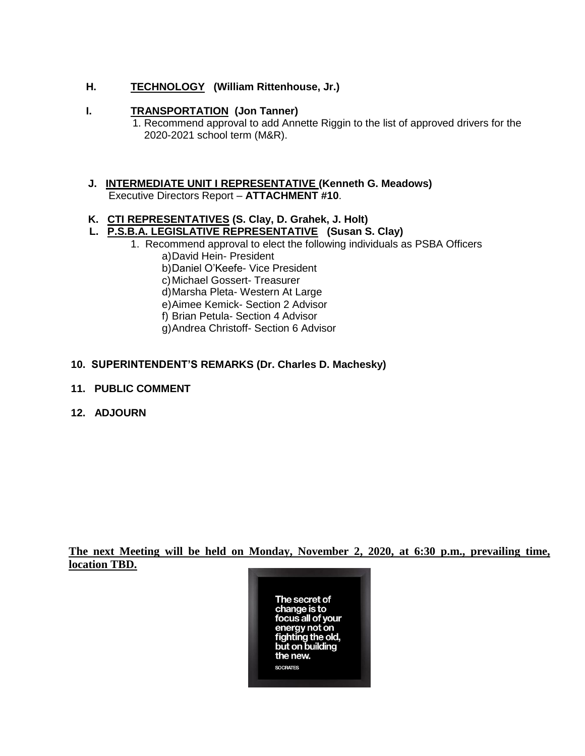**H. <u>TECHNOLOGY</u> (William Rittenhouse, Jr.)**

**I. <u>TRANSPORTATION</u> (Jon Tanner)**

1. Recommend approval to add Annette Riggin to the list of approved drivers for the 2020-2021 school term (M&R).

**J. <u>INTERMEDIATE UNIT I REPRESENTATIVE</u> (Kenneth G. Meadows)**

Executive Directors Report – **ATTACHMENT #10**.

**K. <u>CTI REPRESENTATIVES</u> (S. Clay, D. Grahek, J. Holt)**

**L. <u>P.S.B.A. LEGISLATIVE REPRESENTATIVE</u> (Susan S. Clay)**

1. Recommend approval to elect the following individuals as PSBA Officers
   - a) David Hein- President
   - b) Daniel O'Keefe- Vice President
   - c) Michael Gossert- Treasurer
   - d) Marsha Pleta- Western At Large
   - e) Aimee Kemick- Section 2 Advisor
   - f) Brian Petula- Section 4 Advisor
   - g) Andrea Christoff- Section 6 Advisor

**10. SUPERINTENDENT'S REMARKS (Dr. Charles D. Machesky)**

**11. PUBLIC COMMENT**

**12. ADJOURN**

**<u>The next Meeting will be held on Monday, November 2, 2020, at 6:30 p.m., prevailing time, location TBD.</u>**

The secret of change is to focus all of your energy not on fighting the old, but on building the new.

SOCRATES